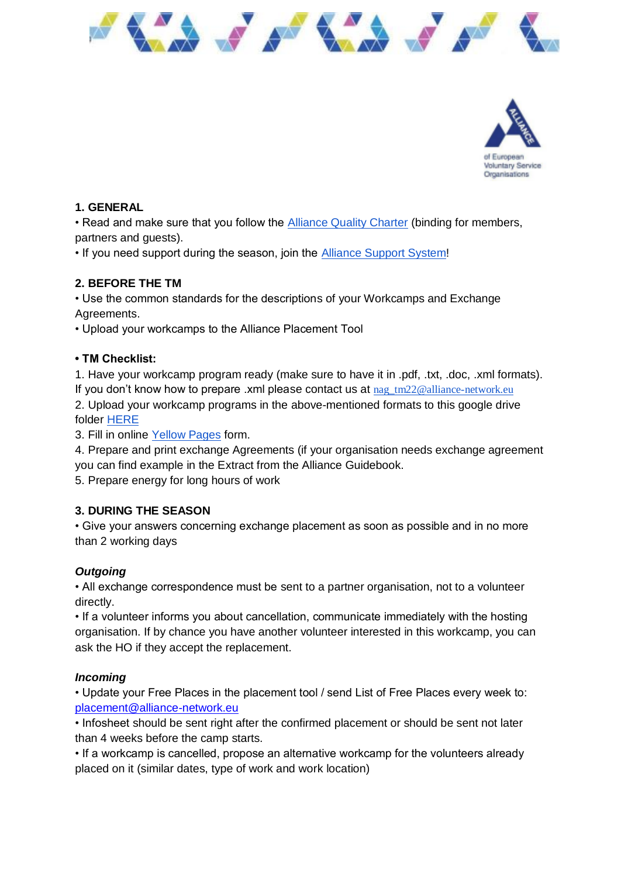## 1. GENERAL

• Read and make sure that you follow the Alliance Quality Charter (binding for members, partners and guests).
• If you need support during the season, join the Alliance Support System!

## 2. BEFORE THE TM

• Use the common standards for the descriptions of your Workcamps and Exchange Agreements.
• Upload your workcamps to the Alliance Placement Tool

**• TM Checklist:**

1. Have your workcamp program ready (make sure to have it in .pdf, .txt, .doc, .xml formats). If you don't know how to prepare .xml please contact us at nag_tm22@alliance-network.eu
2. Upload your workcamp programs in the above-mentioned formats to this google drive folder HERE
3. Fill in online Yellow Pages form.
4. Prepare and print exchange Agreements (if your organisation needs exchange agreement you can find example in the Extract from the Alliance Guidebook.
5. Prepare energy for long hours of work

## 3. DURING THE SEASON

• Give your answers concerning exchange placement as soon as possible and in no more than 2 working days

***Outgoing***

• All exchange correspondence must be sent to a partner organisation, not to a volunteer directly.
• If a volunteer informs you about cancellation, communicate immediately with the hosting organisation. If by chance you have another volunteer interested in this workcamp, you can ask the HO if they accept the replacement.

***Incoming***

• Update your Free Places in the placement tool / send List of Free Places every week to: placement@alliance-network.eu
• Infosheet should be sent right after the confirmed placement or should be sent not later than 4 weeks before the camp starts.
• If a workcamp is cancelled, propose an alternative workcamp for the volunteers already placed on it (similar dates, type of work and work location)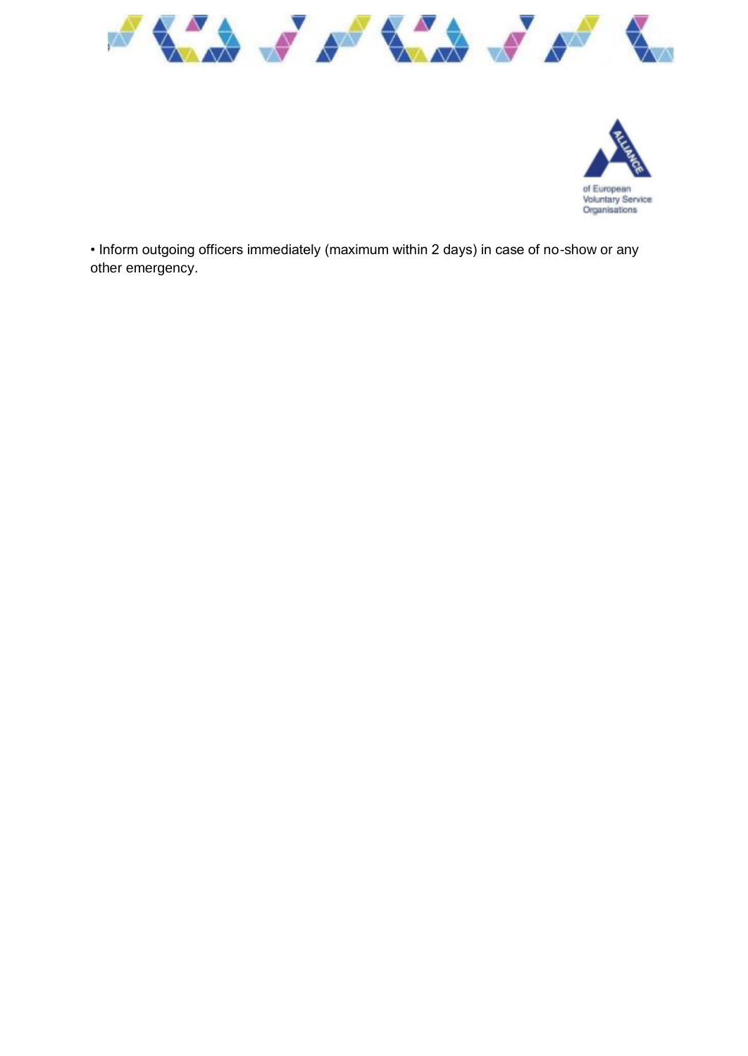- Inform outgoing officers immediately (maximum within 2 days) in case of no-show or any other emergency.